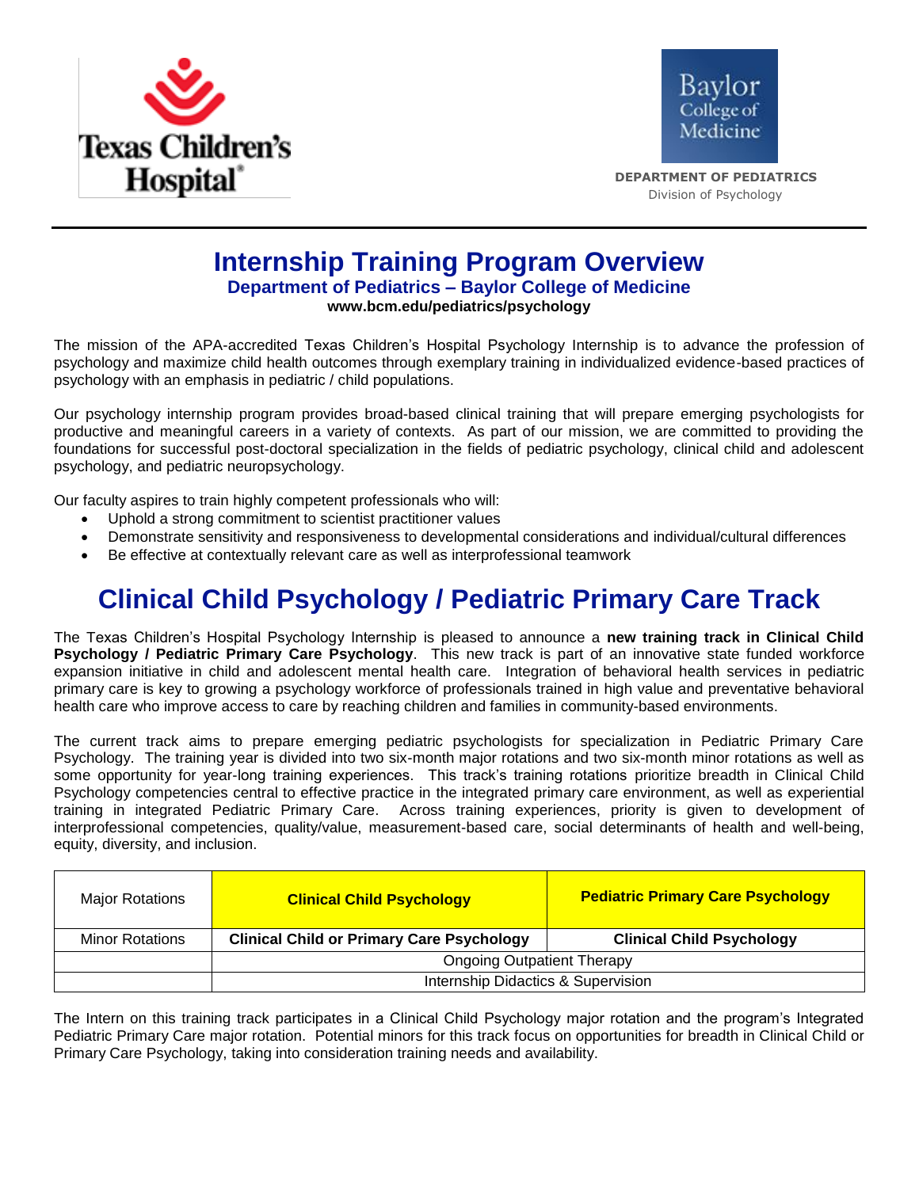Texas Children's Hospital

Baylor College of Medicine

**DEPARTMENT OF PEDIATRICS**
Division of Psychology

# Internship Training Program Overview

### Department of Pediatrics – Baylor College of Medicine

**www.bcm.edu/pediatrics/psychology**

The mission of the APA-accredited Texas Children's Hospital Psychology Internship is to advance the profession of psychology and maximize child health outcomes through exemplary training in individualized evidence-based practices of psychology with an emphasis in pediatric / child populations.

Our psychology internship program provides broad-based clinical training that will prepare emerging psychologists for productive and meaningful careers in a variety of contexts. As part of our mission, we are committed to providing the foundations for successful post-doctoral specialization in the fields of pediatric psychology, clinical child and adolescent psychology, and pediatric neuropsychology.

Our faculty aspires to train highly competent professionals who will:

- Uphold a strong commitment to scientist practitioner values
- Demonstrate sensitivity and responsiveness to developmental considerations and individual/cultural differences
- Be effective at contextually relevant care as well as interprofessional teamwork

## Clinical Child Psychology / Pediatric Primary Care Track

The Texas Children's Hospital Psychology Internship is pleased to announce a **new training track in Clinical Child Psychology / Pediatric Primary Care Psychology**. This new track is part of an innovative state funded workforce expansion initiative in child and adolescent mental health care. Integration of behavioral health services in pediatric primary care is key to growing a psychology workforce of professionals trained in high value and preventative behavioral health care who improve access to care by reaching children and families in community-based environments.

The current track aims to prepare emerging pediatric psychologists for specialization in Pediatric Primary Care Psychology. The training year is divided into two six-month major rotations and two six-month minor rotations as well as some opportunity for year-long training experiences. This track's training rotations prioritize breadth in Clinical Child Psychology competencies central to effective practice in the integrated primary care environment, as well as experiential training in integrated Pediatric Primary Care. Across training experiences, priority is given to development of interprofessional competencies, quality/value, measurement-based care, social determinants of health and well-being, equity, diversity, and inclusion.

| Major Rotations | **Clinical Child Psychology** | **Pediatric Primary Care Psychology** |
|---|---|---|
| Minor Rotations | **Clinical Child or Primary Care Psychology** | **Clinical Child Psychology** |
| | Ongoing Outpatient Therapy | |
| | Internship Didactics & Supervision | |

The Intern on this training track participates in a Clinical Child Psychology major rotation and the program's Integrated Pediatric Primary Care major rotation. Potential minors for this track focus on opportunities for breadth in Clinical Child or Primary Care Psychology, taking into consideration training needs and availability.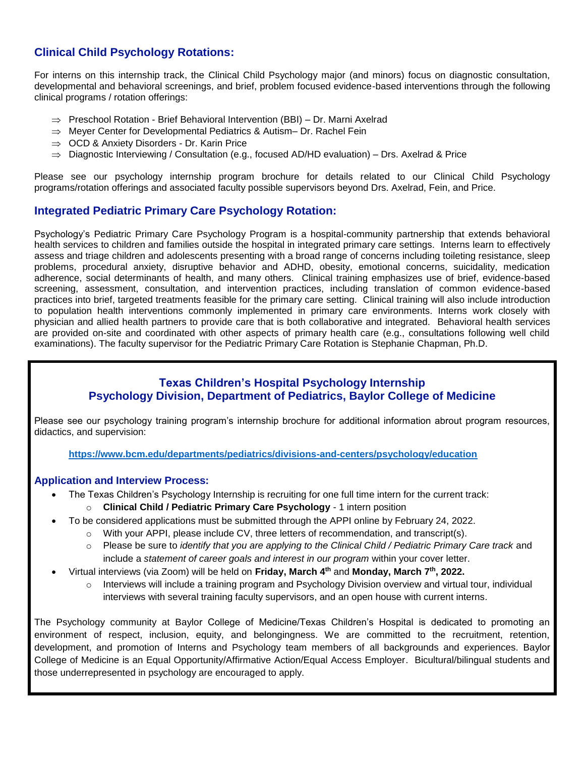## Clinical Child Psychology Rotations:

For interns on this internship track, the Clinical Child Psychology major (and minors) focus on diagnostic consultation, developmental and behavioral screenings, and brief, problem focused evidence-based interventions through the following clinical programs / rotation offerings:

- ⇒ Preschool Rotation - Brief Behavioral Intervention (BBI) – Dr. Marni Axelrad
- ⇒ Meyer Center for Developmental Pediatrics & Autism– Dr. Rachel Fein
- ⇒ OCD & Anxiety Disorders - Dr. Karin Price
- ⇒ Diagnostic Interviewing / Consultation (e.g., focused AD/HD evaluation) – Drs. Axelrad & Price

Please see our psychology internship program brochure for details related to our Clinical Child Psychology programs/rotation offerings and associated faculty possible supervisors beyond Drs. Axelrad, Fein, and Price.

## Integrated Pediatric Primary Care Psychology Rotation:

Psychology's Pediatric Primary Care Psychology Program is a hospital-community partnership that extends behavioral health services to children and families outside the hospital in integrated primary care settings. Interns learn to effectively assess and triage children and adolescents presenting with a broad range of concerns including toileting resistance, sleep problems, procedural anxiety, disruptive behavior and ADHD, obesity, emotional concerns, suicidality, medication adherence, social determinants of health, and many others. Clinical training emphasizes use of brief, evidence-based screening, assessment, consultation, and intervention practices, including translation of common evidence-based practices into brief, targeted treatments feasible for the primary care setting. Clinical training will also include introduction to population health interventions commonly implemented in primary care environments. Interns work closely with physician and allied health partners to provide care that is both collaborative and integrated. Behavioral health services are provided on-site and coordinated with other aspects of primary health care (e.g., consultations following well child examinations). The faculty supervisor for the Pediatric Primary Care Rotation is Stephanie Chapman, Ph.D.

### Texas Children's Hospital Psychology Internship
### Psychology Division, Department of Pediatrics, Baylor College of Medicine

Please see our psychology training program's internship brochure for additional information abrout program resources, didactics, and supervision:

https://www.bcm.edu/departments/pediatrics/divisions-and-centers/psychology/education

### Application and Interview Process:

- The Texas Children's Psychology Internship is recruiting for one full time intern for the current track:
  - **Clinical Child / Pediatric Primary Care Psychology** - 1 intern position
- To be considered applications must be submitted through the APPI online by February 24, 2022.
  - With your APPI, please include CV, three letters of recommendation, and transcript(s).
  - Please be sure to *identify that you are applying to the Clinical Child / Pediatric Primary Care track* and include a *statement of career goals and interest in our program* within your cover letter.
- Virtual interviews (via Zoom) will be held on **Friday, March 4th** and **Monday, March 7th, 2022.**
  - Interviews will include a training program and Psychology Division overview and virtual tour, individual interviews with several training faculty supervisors, and an open house with current interns.

The Psychology community at Baylor College of Medicine/Texas Children's Hospital is dedicated to promoting an environment of respect, inclusion, equity, and belongingness. We are committed to the recruitment, retention, development, and promotion of Interns and Psychology team members of all backgrounds and experiences. Baylor College of Medicine is an Equal Opportunity/Affirmative Action/Equal Access Employer. Bicultural/bilingual students and those underrepresented in psychology are encouraged to apply.